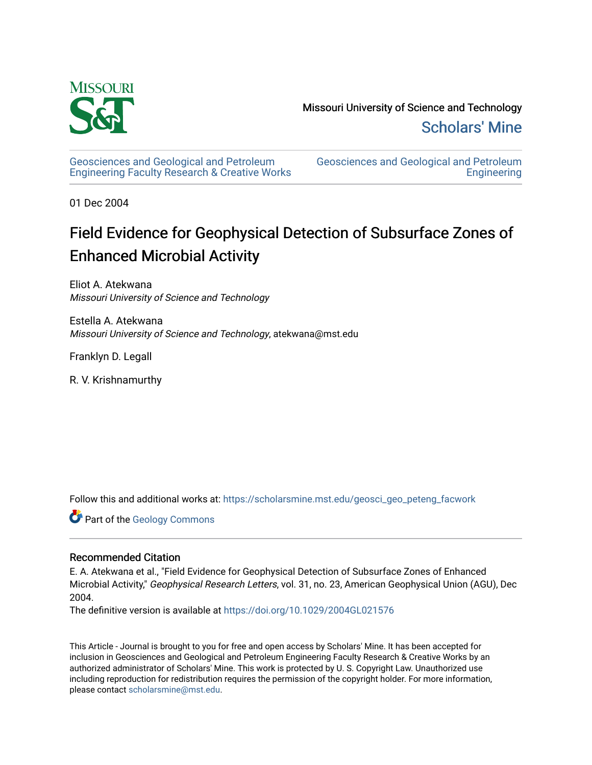Missouri University of Science and Technology

Scholars' Mine

Geosciences and Geological and Petroleum Engineering Faculty Research & Creative Works

Geosciences and Geological and Petroleum Engineering

01 Dec 2004

# Field Evidence for Geophysical Detection of Subsurface Zones of Enhanced Microbial Activity

Eliot A. Atekwana
*Missouri University of Science and Technology*

Estella A. Atekwana
*Missouri University of Science and Technology*, atekwana@mst.edu

Franklyn D. Legall

R. V. Krishnamurthy

Follow this and additional works at: https://scholarsmine.mst.edu/geosci_geo_peteng_facwork

Part of the Geology Commons

## Recommended Citation

E. A. Atekwana et al., "Field Evidence for Geophysical Detection of Subsurface Zones of Enhanced Microbial Activity," *Geophysical Research Letters*, vol. 31, no. 23, American Geophysical Union (AGU), Dec 2004.

The definitive version is available at https://doi.org/10.1029/2004GL021576

This Article - Journal is brought to you for free and open access by Scholars' Mine. It has been accepted for inclusion in Geosciences and Geological and Petroleum Engineering Faculty Research & Creative Works by an authorized administrator of Scholars' Mine. This work is protected by U. S. Copyright Law. Unauthorized use including reproduction for redistribution requires the permission of the copyright holder. For more information, please contact scholarsmine@mst.edu.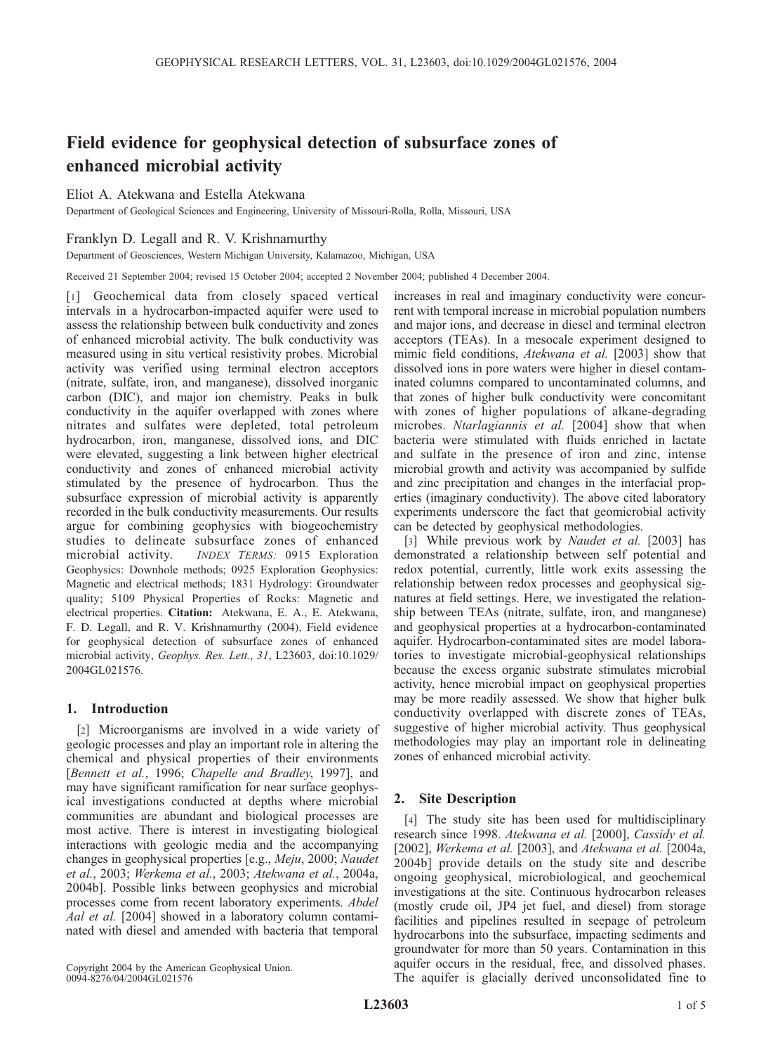# Field evidence for geophysical detection of subsurface zones of enhanced microbial activity

Eliot A. Atekwana and Estella Atekwana

Department of Geological Sciences and Engineering, University of Missouri-Rolla, Rolla, Missouri, USA

Franklyn D. Legall and R. V. Krishnamurthy

Department of Geosciences, Western Michigan University, Kalamazoo, Michigan, USA

Received 21 September 2004; revised 15 October 2004; accepted 2 November 2004; published 4 December 2004.

[1] Geochemical data from closely spaced vertical intervals in a hydrocarbon-impacted aquifer were used to assess the relationship between bulk conductivity and zones of enhanced microbial activity. The bulk conductivity was measured using in situ vertical resistivity probes. Microbial activity was verified using terminal electron acceptors (nitrate, sulfate, iron, and manganese), dissolved inorganic carbon (DIC), and major ion chemistry. Peaks in bulk conductivity in the aquifer overlapped with zones where nitrates and sulfates were depleted, total petroleum hydrocarbon, iron, manganese, dissolved ions, and DIC were elevated, suggesting a link between higher electrical conductivity and zones of enhanced microbial activity stimulated by the presence of hydrocarbon. Thus the subsurface expression of microbial activity is apparently recorded in the bulk conductivity measurements. Our results argue for combining geophysics with biogeochemistry studies to delineate subsurface zones of enhanced microbial activity. *INDEX TERMS:* 0915 Exploration Geophysics: Downhole methods; 0925 Exploration Geophysics: Magnetic and electrical methods; 1831 Hydrology: Groundwater quality; 5109 Physical Properties of Rocks: Magnetic and electrical properties. **Citation:** Atekwana, E. A., E. Atekwana, F. D. Legall, and R. V. Krishnamurthy (2004), Field evidence for geophysical detection of subsurface zones of enhanced microbial activity, *Geophys. Res. Lett.*, *31*, L23603, doi:10.1029/2004GL021576.

## 1. Introduction

[2] Microorganisms are involved in a wide variety of geologic processes and play an important role in altering the chemical and physical properties of their environments [*Bennett et al.*, 1996; *Chapelle and Bradley*, 1997], and may have significant ramification for near surface geophysical investigations conducted at depths where microbial communities are abundant and biological processes are most active. There is interest in investigating biological interactions with geologic media and the accompanying changes in geophysical properties [e.g., *Meju*, 2000; *Naudet et al.*, 2003; *Werkema et al.*, 2003; *Atekwana et al.*, 2004a, 2004b]. Possible links between geophysics and microbial processes come from recent laboratory experiments. *Abdel Aal et al.* [2004] showed in a laboratory column contaminated with diesel and amended with bacteria that temporal increases in real and imaginary conductivity were concurrent with temporal increase in microbial population numbers and major ions, and decrease in diesel and terminal electron acceptors (TEAs). In a mesocale experiment designed to mimic field conditions, *Atekwana et al.* [2003] show that dissolved ions in pore waters were higher in diesel contaminated columns compared to uncontaminated columns, and that zones of higher bulk conductivity were concomitant with zones of higher populations of alkane-degrading microbes. *Ntarlagiannis et al.* [2004] show that when bacteria were stimulated with fluids enriched in lactate and sulfate in the presence of iron and zinc, intense microbial growth and activity was accompanied by sulfide and zinc precipitation and changes in the interfacial properties (imaginary conductivity). The above cited laboratory experiments underscore the fact that geomicrobial activity can be detected by geophysical methodologies.

[3] While previous work by *Naudet et al.* [2003] has demonstrated a relationship between self potential and redox potential, currently, little work exits assessing the relationship between redox processes and geophysical signatures at field settings. Here, we investigated the relationship between TEAs (nitrate, sulfate, iron, and manganese) and geophysical properties at a hydrocarbon-contaminated aquifer. Hydrocarbon-contaminated sites are model laboratories to investigate microbial-geophysical relationships because the excess organic substrate stimulates microbial activity, hence microbial impact on geophysical properties may be more readily assessed. We show that higher bulk conductivity overlapped with discrete zones of TEAs, suggestive of higher microbial activity. Thus geophysical methodologies may play an important role in delineating zones of enhanced microbial activity.

## 2. Site Description

[4] The study site has been used for multidisciplinary research since 1998. *Atekwana et al.* [2000], *Cassidy et al.* [2002], *Werkema et al.* [2003], and *Atekwana et al.* [2004a, 2004b] provide details on the study site and describe ongoing geophysical, microbiological, and geochemical investigations at the site. Continuous hydrocarbon releases (mostly crude oil, JP4 jet fuel, and diesel) from storage facilities and pipelines resulted in seepage of petroleum hydrocarbons into the subsurface, impacting sediments and groundwater for more than 50 years. Contamination in this aquifer occurs in the residual, free, and dissolved phases. The aquifer is glacially derived unconsolidated fine to

Copyright 2004 by the American Geophysical Union.
0094-8276/04/2004GL021576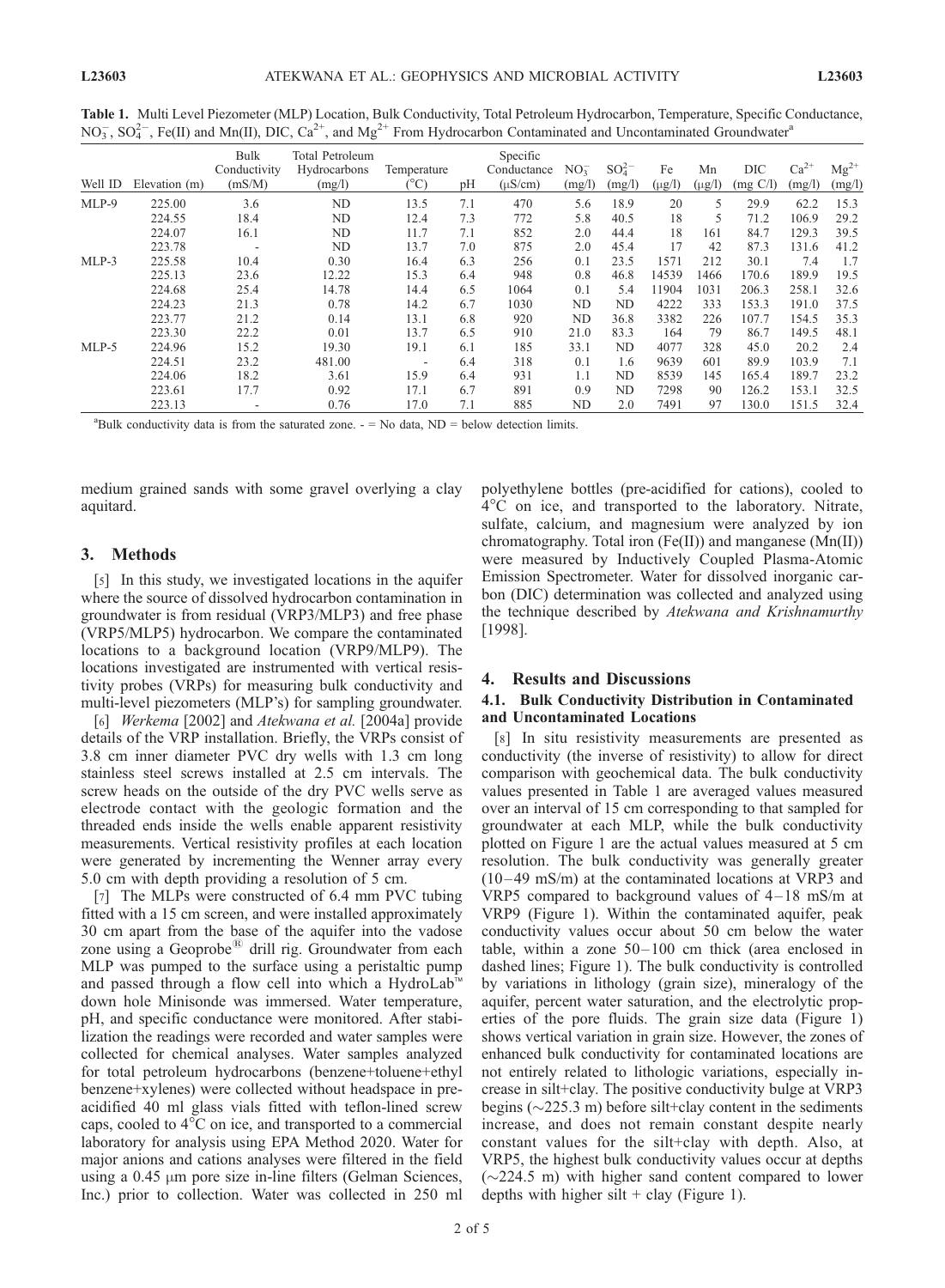**Table 1.** Multi Level Piezometer (MLP) Location, Bulk Conductivity, Total Petroleum Hydrocarbon, Temperature, Specific Conductance, $NO_3^-$, $SO_4^{2-}$, Fe(II) and Mn(II), DIC, $Ca^{2+}$, and $Mg^{2+}$ From Hydrocarbon Contaminated and Uncontaminated Groundwater[a]

| Well ID | Elevation (m) | Bulk Conductivity (mS/M) | Total Petroleum Hydrocarbons (mg/l) | Temperature (°C) | pH | Specific Conductance (μS/cm) | $NO_3^-$ (mg/l) | $SO_4^{2-}$ (mg/l) | Fe (μg/l) | Mn (μg/l) | DIC (mg C/l) | $Ca^{2+}$ (mg/l) | $Mg^{2+}$ (mg/l) |
|---|---|---|---|---|---|---|---|---|---|---|---|---|---|
| MLP-9 | 225.00 | 3.6 | ND | 13.5 | 7.1 | 470 | 5.6 | 18.9 | 20 | 5 | 29.9 | 62.2 | 15.3 |
| | 224.55 | 18.4 | ND | 12.4 | 7.3 | 772 | 5.8 | 40.5 | 18 | 5 | 71.2 | 106.9 | 29.2 |
| | 224.07 | 16.1 | ND | 11.7 | 7.1 | 852 | 2.0 | 44.4 | 18 | 161 | 84.7 | 129.3 | 39.5 |
| | 223.78 | - | ND | 13.7 | 7.0 | 875 | 2.0 | 45.4 | 17 | 42 | 87.3 | 131.6 | 41.2 |
| MLP-3 | 225.58 | 10.4 | 0.30 | 16.4 | 6.3 | 256 | 0.1 | 23.5 | 1571 | 212 | 30.1 | 7.4 | 1.7 |
| | 225.13 | 23.6 | 12.22 | 15.3 | 6.4 | 948 | 0.8 | 46.8 | 14539 | 1466 | 170.6 | 189.9 | 19.5 |
| | 224.68 | 25.4 | 14.78 | 14.4 | 6.5 | 1064 | 0.1 | 5.4 | 11904 | 1031 | 206.3 | 258.1 | 32.6 |
| | 224.23 | 21.3 | 0.78 | 14.2 | 6.7 | 1030 | ND | ND | 4222 | 333 | 153.3 | 191.0 | 37.5 |
| | 223.77 | 21.2 | 0.14 | 13.1 | 6.8 | 920 | ND | 36.8 | 3382 | 226 | 107.7 | 154.5 | 35.3 |
| | 223.30 | 22.2 | 0.01 | 13.7 | 6.5 | 910 | 21.0 | 83.3 | 164 | 79 | 86.7 | 149.5 | 48.1 |
| MLP-5 | 224.96 | 15.2 | 19.30 | 19.1 | 6.1 | 185 | 33.1 | ND | 4077 | 328 | 45.0 | 20.2 | 2.4 |
| | 224.51 | 23.2 | 481.00 | - | 6.4 | 318 | 0.1 | 1.6 | 9639 | 601 | 89.9 | 103.9 | 7.1 |
| | 224.06 | 18.2 | 3.61 | 15.9 | 6.4 | 931 | 1.1 | ND | 8539 | 145 | 165.4 | 189.7 | 23.2 |
| | 223.61 | 17.7 | 0.92 | 17.1 | 6.7 | 891 | 0.9 | ND | 7298 | 90 | 126.2 | 153.1 | 32.5 |
| | 223.13 | - | 0.76 | 17.0 | 7.1 | 885 | ND | 2.0 | 7491 | 97 | 130.0 | 151.5 | 32.4 |

[a]Bulk conductivity data is from the saturated zone. - = No data, ND = below detection limits.

medium grained sands with some gravel overlying a clay aquitard.

## 3. Methods

[5] In this study, we investigated locations in the aquifer where the source of dissolved hydrocarbon contamination in groundwater is from residual (VRP3/MLP3) and free phase (VRP5/MLP5) hydrocarbon. We compare the contaminated locations to a background location (VRP9/MLP9). The locations investigated are instrumented with vertical resistivity probes (VRPs) for measuring bulk conductivity and multi-level piezometers (MLP's) for sampling groundwater.

[6] *Werkema* [2002] and *Atekwana et al.* [2004a] provide details of the VRP installation. Briefly, the VRPs consist of 3.8 cm inner diameter PVC dry wells with 1.3 cm long stainless steel screws installed at 2.5 cm intervals. The screw heads on the outside of the dry PVC wells serve as electrode contact with the geologic formation and the threaded ends inside the wells enable apparent resistivity measurements. Vertical resistivity profiles at each location were generated by incrementing the Wenner array every 5.0 cm with depth providing a resolution of 5 cm.

[7] The MLPs were constructed of 6.4 mm PVC tubing fitted with a 15 cm screen, and were installed approximately 30 cm apart from the base of the aquifer into the vadose zone using a Geoprobe® drill rig. Groundwater from each MLP was pumped to the surface using a peristaltic pump and passed through a flow cell into which a HydroLab™ down hole Minisonde was immersed. Water temperature, pH, and specific conductance were monitored. After stabilization the readings were recorded and water samples were collected for chemical analyses. Water samples analyzed for total petroleum hydrocarbons (benzene+toluene+ethyl benzene+xylenes) were collected without headspace in pre-acidified 40 ml glass vials fitted with teflon-lined screw caps, cooled to 4°C on ice, and transported to a commercial laboratory for analysis using EPA Method 2020. Water for major anions and cations analyses were filtered in the field using a 0.45 μm pore size in-line filters (Gelman Sciences, Inc.) prior to collection. Water was collected in 250 ml polyethylene bottles (pre-acidified for cations), cooled to 4°C on ice, and transported to the laboratory. Nitrate, sulfate, calcium, and magnesium were analyzed by ion chromatography. Total iron (Fe(II)) and manganese (Mn(II)) were measured by Inductively Coupled Plasma-Atomic Emission Spectrometer. Water for dissolved inorganic carbon (DIC) determination was collected and analyzed using the technique described by *Atekwana and Krishnamurthy* [1998].

## 4. Results and Discussions

### 4.1. Bulk Conductivity Distribution in Contaminated and Uncontaminated Locations

[8] In situ resistivity measurements are presented as conductivity (the inverse of resistivity) to allow for direct comparison with geochemical data. The bulk conductivity values presented in Table 1 are averaged values measured over an interval of 15 cm corresponding to that sampled for groundwater at each MLP, while the bulk conductivity plotted on Figure 1 are the actual values measured at 5 cm resolution. The bulk conductivity was generally greater (10–49 mS/m) at the contaminated locations at VRP3 and VRP5 compared to background values of 4–18 mS/m at VRP9 (Figure 1). Within the contaminated aquifer, peak conductivity values occur about 50 cm below the water table, within a zone 50–100 cm thick (area enclosed in dashed lines; Figure 1). The bulk conductivity is controlled by variations in lithology (grain size), mineralogy of the aquifer, percent water saturation, and the electrolytic properties of the pore fluids. The grain size data (Figure 1) shows vertical variation in grain size. However, the zones of enhanced bulk conductivity for contaminated locations are not entirely related to lithologic variations, especially increase in silt+clay. The positive conductivity bulge at VRP3 begins (~225.3 m) before silt+clay content in the sediments increase, and does not remain constant despite nearly constant values for the silt+clay with depth. Also, at VRP5, the highest bulk conductivity values occur at depths (~224.5 m) with higher sand content compared to lower depths with higher silt + clay (Figure 1).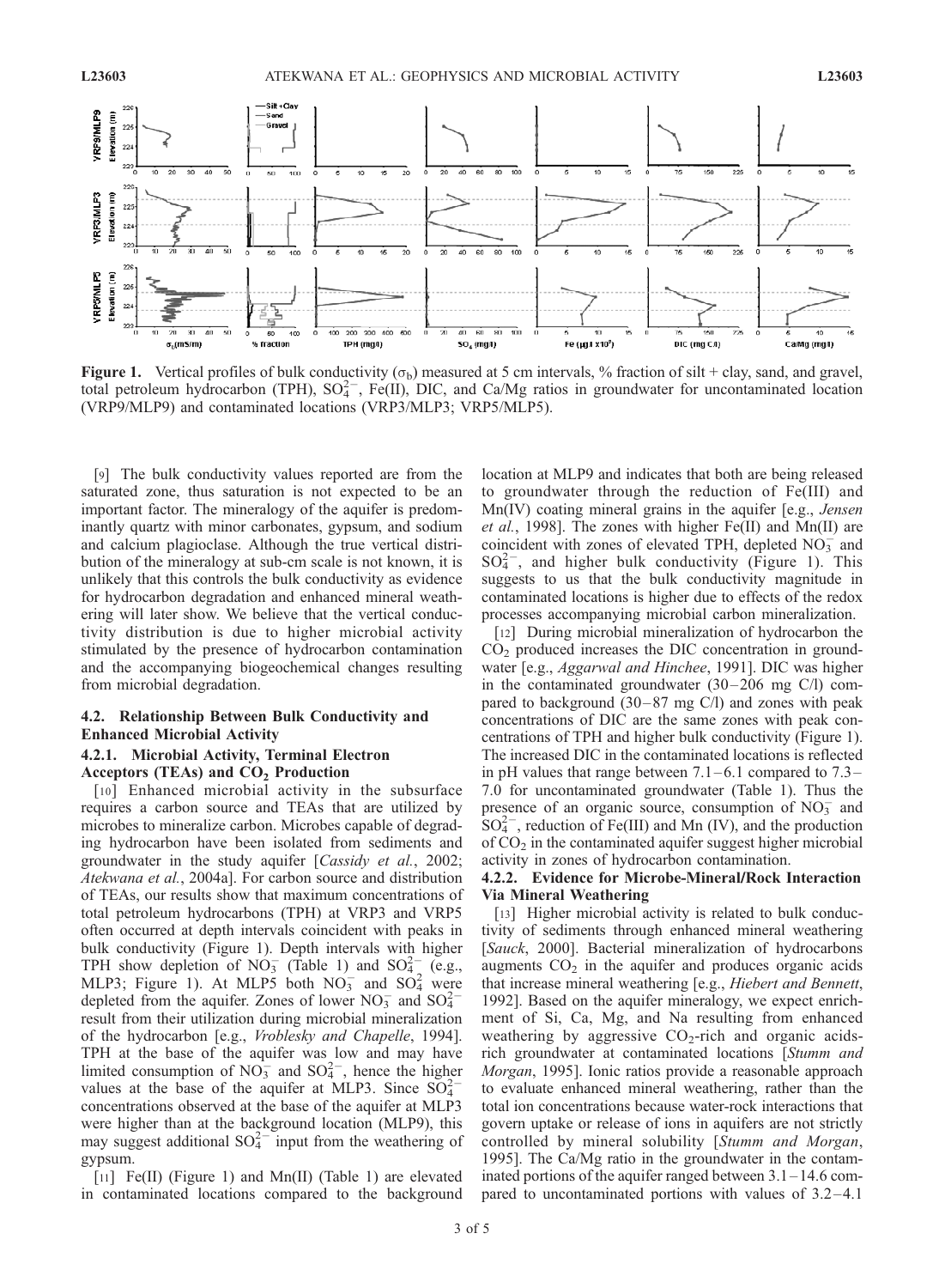**Figure 1.** Vertical profiles of bulk conductivity ($\sigma_b$) measured at 5 cm intervals, % fraction of silt + clay, sand, and gravel, total petroleum hydrocarbon (TPH), $SO_4^{2-}$, Fe(II), DIC, and Ca/Mg ratios in groundwater for uncontaminated location (VRP9/MLP9) and contaminated locations (VRP3/MLP3; VRP5/MLP5).

[9] The bulk conductivity values reported are from the saturated zone, thus saturation is not expected to be an important factor. The mineralogy of the aquifer is predominantly quartz with minor carbonates, gypsum, and sodium and calcium plagioclase. Although the true vertical distribution of the mineralogy at sub-cm scale is not known, it is unlikely that this controls the bulk conductivity as evidence for hydrocarbon degradation and enhanced mineral weathering will later show. We believe that the vertical conductivity distribution is due to higher microbial activity stimulated by the presence of hydrocarbon contamination and the accompanying biogeochemical changes resulting from microbial degradation.

## 4.2. Relationship Between Bulk Conductivity and Enhanced Microbial Activity

### 4.2.1. Microbial Activity, Terminal Electron Acceptors (TEAs) and $CO_2$ Production

[10] Enhanced microbial activity in the subsurface requires a carbon source and TEAs that are utilized by microbes to mineralize carbon. Microbes capable of degrading hydrocarbon have been isolated from sediments and groundwater in the study aquifer [*Cassidy et al.*, 2002; *Atekwana et al.*, 2004a]. For carbon source and distribution of TEAs, our results show that maximum concentrations of total petroleum hydrocarbons (TPH) at VRP3 and VRP5 often occurred at depth intervals coincident with peaks in bulk conductivity (Figure 1). Depth intervals with higher TPH show depletion of $NO_3^-$ (Table 1) and $SO_4^{2-}$ (e.g., MLP3; Figure 1). At MLP5 both $NO_3^-$ and $SO_4^2$ were depleted from the aquifer. Zones of lower $NO_3^-$ and $SO_4^{2-}$ result from their utilization during microbial mineralization of the hydrocarbon [e.g., *Vroblesky and Chapelle*, 1994]. TPH at the base of the aquifer was low and may have limited consumption of $NO_3^-$ and $SO_4^{2-}$, hence the higher values at the base of the aquifer at MLP3. Since $SO_4^{2-}$ concentrations observed at the base of the aquifer at MLP3 were higher than at the background location (MLP9), this may suggest additional $SO_4^{2-}$ input from the weathering of gypsum.

[11] Fe(II) (Figure 1) and Mn(II) (Table 1) are elevated in contaminated locations compared to the background location at MLP9 and indicates that both are being released to groundwater through the reduction of Fe(III) and Mn(IV) coating mineral grains in the aquifer [e.g., *Jensen et al.*, 1998]. The zones with higher Fe(II) and Mn(II) are coincident with zones of elevated TPH, depleted $NO_3^-$ and $SO_4^{2-}$, and higher bulk conductivity (Figure 1). This suggests to us that the bulk conductivity magnitude in contaminated locations is higher due to effects of the redox processes accompanying microbial carbon mineralization.

[12] During microbial mineralization of hydrocarbon the $CO_2$ produced increases the DIC concentration in groundwater [e.g., *Aggarwal and Hinchee*, 1991]. DIC was higher in the contaminated groundwater (30–206 mg C/l) compared to background (30–87 mg C/l) and zones with peak concentrations of DIC are the same zones with peak concentrations of TPH and higher bulk conductivity (Figure 1). The increased DIC in the contaminated locations is reflected in pH values that range between 7.1–6.1 compared to 7.3–7.0 for uncontaminated groundwater (Table 1). Thus the presence of an organic source, consumption of $NO_3^-$ and $SO_4^{2-}$, reduction of Fe(III) and Mn (IV), and the production of $CO_2$ in the contaminated aquifer suggest higher microbial activity in zones of hydrocarbon contamination.

### 4.2.2. Evidence for Microbe-Mineral/Rock Interaction Via Mineral Weathering

[13] Higher microbial activity is related to bulk conductivity of sediments through enhanced mineral weathering [*Sauck*, 2000]. Bacterial mineralization of hydrocarbons augments $CO_2$ in the aquifer and produces organic acids that increase mineral weathering [e.g., *Hiebert and Bennett*, 1992]. Based on the aquifer mineralogy, we expect enrichment of Si, Ca, Mg, and Na resulting from enhanced weathering by aggressive $CO_2$-rich and organic acids-rich groundwater at contaminated locations [*Stumm and Morgan*, 1995]. Ionic ratios provide a reasonable approach to evaluate enhanced mineral weathering, rather than the total ion concentrations because water-rock interactions that govern uptake or release of ions in aquifers are not strictly controlled by mineral solubility [*Stumm and Morgan*, 1995]. The Ca/Mg ratio in the groundwater in the contaminated portions of the aquifer ranged between 3.1–14.6 compared to uncontaminated portions with values of 3.2–4.1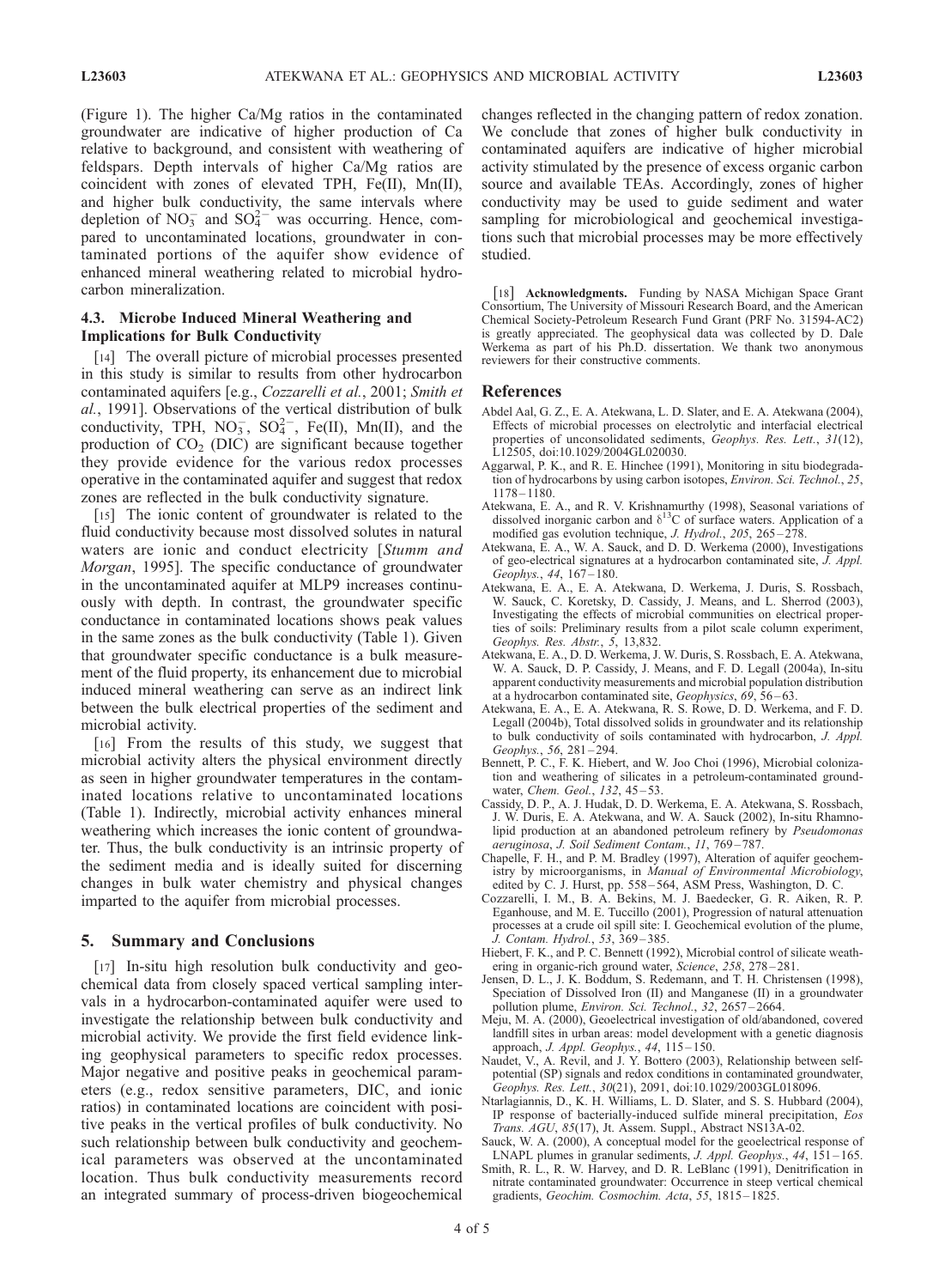(Figure 1). The higher Ca/Mg ratios in the contaminated groundwater are indicative of higher production of Ca relative to background, and consistent with weathering of feldspars. Depth intervals of higher Ca/Mg ratios are coincident with zones of elevated TPH, Fe(II), Mn(II), and higher bulk conductivity, the same intervals where depletion of $NO_3^-$ and $SO_4^{2-}$ was occurring. Hence, compared to uncontaminated locations, groundwater in contaminated portions of the aquifer show evidence of enhanced mineral weathering related to microbial hydrocarbon mineralization.

### 4.3. Microbe Induced Mineral Weathering and Implications for Bulk Conductivity

[14] The overall picture of microbial processes presented in this study is similar to results from other hydrocarbon contaminated aquifers [e.g., *Cozzarelli et al.*, 2001; *Smith et al.*, 1991]. Observations of the vertical distribution of bulk conductivity, TPH, $NO_3^-$, $SO_4^{2-}$, Fe(II), Mn(II), and the production of $CO_2$ (DIC) are significant because together they provide evidence for the various redox processes operative in the contaminated aquifer and suggest that redox zones are reflected in the bulk conductivity signature.

[15] The ionic content of groundwater is related to the fluid conductivity because most dissolved solutes in natural waters are ionic and conduct electricity [*Stumm and Morgan*, 1995]. The specific conductance of groundwater in the uncontaminated aquifer at MLP9 increases continuously with depth. In contrast, the groundwater specific conductance in contaminated locations shows peak values in the same zones as the bulk conductivity (Table 1). Given that groundwater specific conductance is a bulk measurement of the fluid property, its enhancement due to microbial induced mineral weathering can serve as an indirect link between the bulk electrical properties of the sediment and microbial activity.

[16] From the results of this study, we suggest that microbial activity alters the physical environment directly as seen in higher groundwater temperatures in the contaminated locations relative to uncontaminated locations (Table 1). Indirectly, microbial activity enhances mineral weathering which increases the ionic content of groundwater. Thus, the bulk conductivity is an intrinsic property of the sediment media and is ideally suited for discerning changes in bulk water chemistry and physical changes imparted to the aquifer from microbial processes.

## 5. Summary and Conclusions

[17] In-situ high resolution bulk conductivity and geochemical data from closely spaced vertical sampling intervals in a hydrocarbon-contaminated aquifer were used to investigate the relationship between bulk conductivity and microbial activity. We provide the first field evidence linking geophysical parameters to specific redox processes. Major negative and positive peaks in geochemical parameters (e.g., redox sensitive parameters, DIC, and ionic ratios) in contaminated locations are coincident with positive peaks in the vertical profiles of bulk conductivity. No such relationship between bulk conductivity and geochemical parameters was observed at the uncontaminated location. Thus bulk conductivity measurements record an integrated summary of process-driven biogeochemical changes reflected in the changing pattern of redox zonation. We conclude that zones of higher bulk conductivity in contaminated aquifers are indicative of higher microbial activity stimulated by the presence of excess organic carbon source and available TEAs. Accordingly, zones of higher conductivity may be used to guide sediment and water sampling for microbiological and geochemical investigations such that microbial processes may be more effectively studied.

[18] **Acknowledgments.** Funding by NASA Michigan Space Grant Consortium, The University of Missouri Research Board, and the American Chemical Society-Petroleum Research Fund Grant (PRF No. 31594-AC2) is greatly appreciated. The geophysical data was collected by D. Dale Werkema as part of his Ph.D. dissertation. We thank two anonymous reviewers for their constructive comments.

## References

Abdel Aal, G. Z., E. A. Atekwana, L. D. Slater, and E. A. Atekwana (2004), Effects of microbial processes on electrolytic and interfacial electrical properties of unconsolidated sediments, *Geophys. Res. Lett.*, *31*(12), L12505, doi:10.1029/2004GL020030.

Aggarwal, P. K., and R. E. Hinchee (1991), Monitoring in situ biodegradation of hydrocarbons by using carbon isotopes, *Environ. Sci. Technol.*, *25*, 1178–1180.

Atekwana, E. A., and R. V. Krishnamurthy (1998), Seasonal variations of dissolved inorganic carbon and $\delta^{13}$C of surface waters. Application of a modified gas evolution technique, *J. Hydrol.*, *205*, 265–278.

Atekwana, E. A., W. A. Sauck, and D. D. Werkema (2000), Investigations of geo-electrical signatures at a hydrocarbon contaminated site, *J. Appl. Geophys.*, *44*, 167–180.

Atekwana, E. A., E. A. Atekwana, D. Werkema, J. Duris, S. Rossbach, W. Sauck, C. Koretsky, D. Cassidy, J. Means, and L. Sherrod (2003), Investigating the effects of microbial communities on electrical properties of soils: Preliminary results from a pilot scale column experiment, *Geophys. Res. Abstr.*, *5*, 13,832.

Atekwana, E. A., D. D. Werkema, J. W. Duris, S. Rossbach, E. A. Atekwana, W. A. Sauck, D. P. Cassidy, J. Means, and F. D. Legall (2004a), In-situ apparent conductivity measurements and microbial population distribution at a hydrocarbon contaminated site, *Geophysics*, *69*, 56–63.

Atekwana, E. A., E. A. Atekwana, R. S. Rowe, D. D. Werkema, and F. D. Legall (2004b), Total dissolved solids in groundwater and its relationship to bulk conductivity of soils contaminated with hydrocarbon, *J. Appl. Geophys.*, *56*, 281–294.

Bennett, P. C., F. K. Hiebert, and W. Joo Choi (1996), Microbial colonization and weathering of silicates in a petroleum-contaminated groundwater, *Chem. Geol.*, *132*, 45–53.

Cassidy, D. P., A. J. Hudak, D. D. Werkema, E. A. Atekwana, S. Rossbach, J. W. Duris, E. A. Atekwana, and W. A. Sauck (2002), In-situ Rhamnolipid production at an abandoned petroleum refinery by *Pseudomonas aeruginosa*, *J. Soil Sediment Contam.*, *11*, 769–787.

Chapelle, F. H., and P. M. Bradley (1997), Alteration of aquifer geochemistry by microorganisms, in *Manual of Environmental Microbiology*, edited by C. J. Hurst, pp. 558–564, ASM Press, Washington, D. C.

Cozzarelli, I. M., B. A. Bekins, M. J. Baedecker, G. R. Aiken, R. P. Eganhouse, and M. E. Tuccillo (2001), Progression of natural attenuation processes at a crude oil spill site: I. Geochemical evolution of the plume, *J. Contam. Hydrol.*, *53*, 369–385.

Hiebert, F. K., and P. C. Bennett (1992), Microbial control of silicate weathering in organic-rich ground water, *Science*, *258*, 278–281.

Jensen, D. L., J. K. Boddum, S. Redemann, and T. H. Christensen (1998), Speciation of Dissolved Iron (II) and Manganese (II) in a groundwater pollution plume, *Environ. Sci. Technol.*, *32*, 2657–2664.

Meju, M. A. (2000), Geoelectrical investigation of old/abandoned, covered landfill sites in urban areas: model development with a genetic diagnosis approach, *J. Appl. Geophys.*, *44*, 115–150.

Naudet, V., A. Revil, and J. Y. Bottero (2003), Relationship between self-potential (SP) signals and redox conditions in contaminated groundwater, *Geophys. Res. Lett.*, *30*(21), 2091, doi:10.1029/2003GL018096.

Ntarlagiannis, D., K. H. Williams, L. D. Slater, and S. S. Hubbard (2004), IP response of bacterially-induced sulfide mineral precipitation, *Eos Trans. AGU*, *85*(17), Jt. Assem. Suppl., Abstract NS13A-02.

Sauck, W. A. (2000), A conceptual model for the geoelectrical response of LNAPL plumes in granular sediments, *J. Appl. Geophys.*, *44*, 151–165.

Smith, R. L., R. W. Harvey, and D. R. LeBlanc (1991), Denitrification in nitrate contaminated groundwater: Occurrence in steep vertical chemical gradients, *Geochim. Cosmochim. Acta*, *55*, 1815–1825.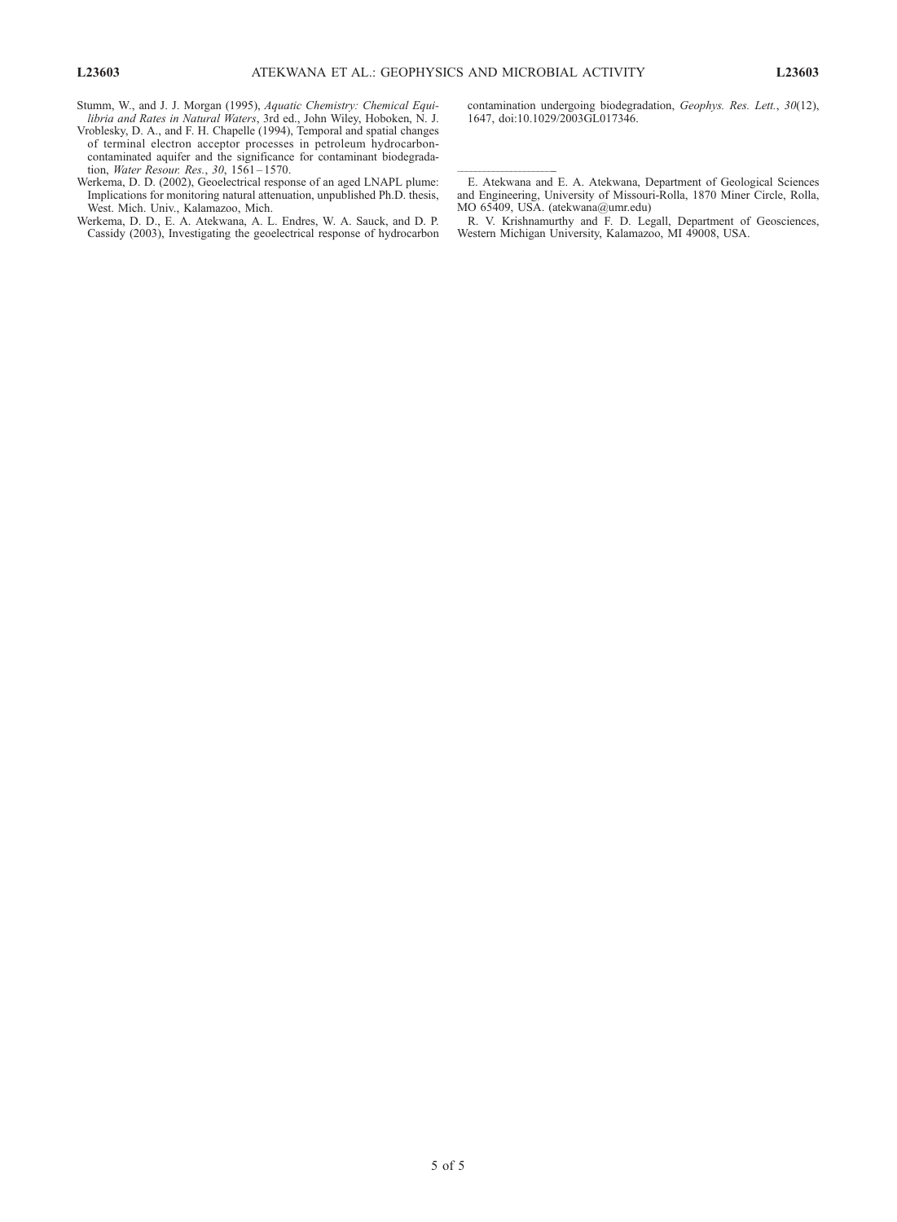Stumm, W., and J. J. Morgan (1995), *Aquatic Chemistry: Chemical Equilibria and Rates in Natural Waters*, 3rd ed., John Wiley, Hoboken, N. J.

Vroblesky, D. A., and F. H. Chapelle (1994), Temporal and spatial changes of terminal electron acceptor processes in petroleum hydrocarbon-contaminated aquifer and the significance for contaminant biodegradation, *Water Resour. Res.*, *30*, 1561–1570.

Werkema, D. D. (2002), Geoelectrical response of an aged LNAPL plume: Implications for monitoring natural attenuation, unpublished Ph.D. thesis, West. Mich. Univ., Kalamazoo, Mich.

Werkema, D. D., E. A. Atekwana, A. L. Endres, W. A. Sauck, and D. P. Cassidy (2003), Investigating the geoelectrical response of hydrocarbon contamination undergoing biodegradation, *Geophys. Res. Lett.*, *30*(12), 1647, doi:10.1029/2003GL017346.

---

E. Atekwana and E. A. Atekwana, Department of Geological Sciences and Engineering, University of Missouri-Rolla, 1870 Miner Circle, Rolla, MO 65409, USA. (atekwana@umr.edu)

R. V. Krishnamurthy and F. D. Legall, Department of Geosciences, Western Michigan University, Kalamazoo, MI 49008, USA.